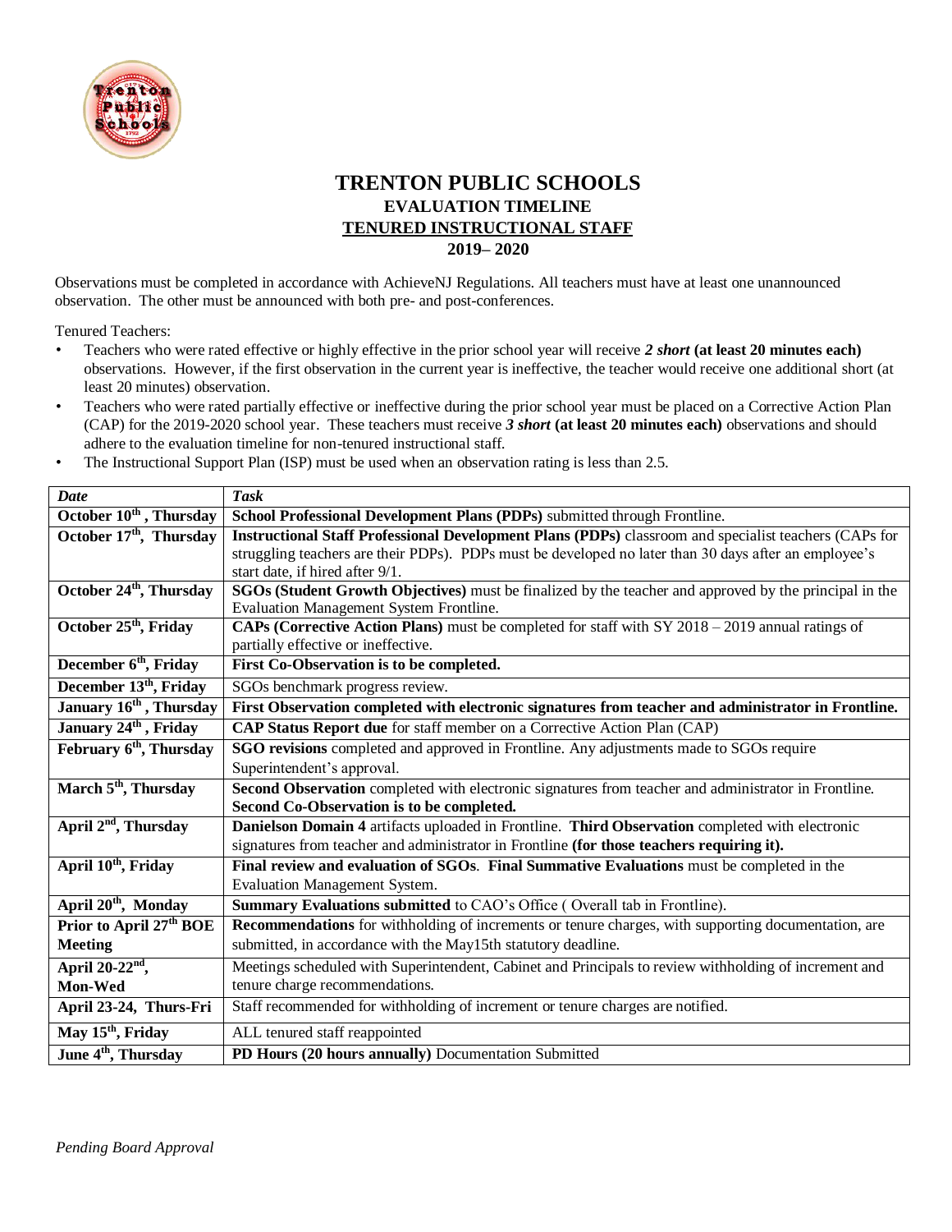# TRENTON PUBLIC SCHOOLS

## EVALUATION TIMELINE

## TENURED INSTRUCTIONAL STAFF

## 2019– 2020

Observations must be completed in accordance with AchieveNJ Regulations. All teachers must have at least one unannounced observation. The other must be announced with both pre- and post-conferences.

Tenured Teachers:

- Teachers who were rated effective or highly effective in the prior school year will receive ***2 short*** **(at least 20 minutes each)** observations. However, if the first observation in the current year is ineffective, the teacher would receive one additional short (at least 20 minutes) observation.
- Teachers who were rated partially effective or ineffective during the prior school year must be placed on a Corrective Action Plan (CAP) for the 2019-2020 school year. These teachers must receive ***3 short*** **(at least 20 minutes each)** observations and should adhere to the evaluation timeline for non-tenured instructional staff.
- The Instructional Support Plan (ISP) must be used when an observation rating is less than 2.5.

| *Date* | *Task* |
|---|---|
| **October 10th , Thursday** | **School Professional Development Plans (PDPs)** submitted through Frontline. |
| **October 17th, Thursday** | **Instructional Staff Professional Development Plans (PDPs)** classroom and specialist teachers (CAPs for struggling teachers are their PDPs). PDPs must be developed no later than 30 days after an employee's start date, if hired after 9/1. |
| **October 24th, Thursday** | **SGOs (Student Growth Objectives)** must be finalized by the teacher and approved by the principal in the Evaluation Management System Frontline. |
| **October 25th, Friday** | **CAPs (Corrective Action Plans)** must be completed for staff with SY 2018 – 2019 annual ratings of partially effective or ineffective. |
| **December 6th, Friday** | **First Co-Observation is to be completed.** |
| **December 13th, Friday** | SGOs benchmark progress review. |
| **January 16th , Thursday** | **First Observation completed with electronic signatures from teacher and administrator in Frontline.** |
| **January 24th , Friday** | **CAP Status Report due** for staff member on a Corrective Action Plan (CAP) |
| **February 6th, Thursday** | **SGO revisions** completed and approved in Frontline. Any adjustments made to SGOs require Superintendent's approval. |
| **March 5th, Thursday** | **Second Observation** completed with electronic signatures from teacher and administrator in Frontline. **Second Co-Observation is to be completed.** |
| **April 2nd, Thursday** | **Danielson Domain 4** artifacts uploaded in Frontline. **Third Observation** completed with electronic signatures from teacher and administrator in Frontline **(for those teachers requiring it).** |
| **April 10th, Friday** | **Final review and evaluation of SGOs**. **Final Summative Evaluations** must be completed in the Evaluation Management System. |
| **April 20th, Monday** | **Summary Evaluations submitted** to CAO's Office ( Overall tab in Frontline). |
| **Prior to April 27th BOE Meeting** | **Recommendations** for withholding of increments or tenure charges, with supporting documentation, are submitted, in accordance with the May15th statutory deadline. |
| **April 20-22nd, Mon-Wed** | Meetings scheduled with Superintendent, Cabinet and Principals to review withholding of increment and tenure charge recommendations. |
| **April 23-24, Thurs-Fri** | Staff recommended for withholding of increment or tenure charges are notified. |
| **May 15th, Friday** | ALL tenured staff reappointed |
| **June 4th, Thursday** | **PD Hours (20 hours annually)** Documentation Submitted |

*Pending Board Approval*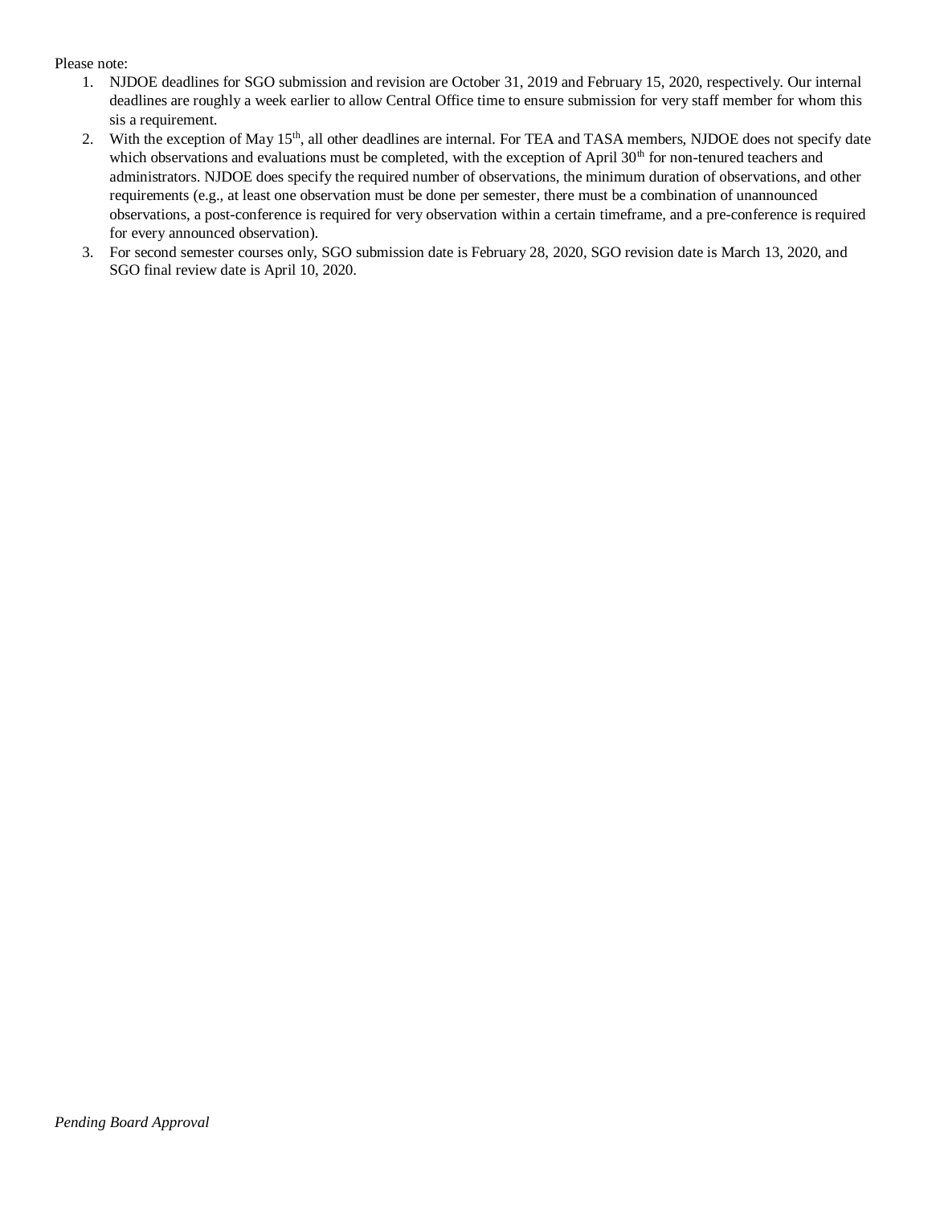Please note:

1. NJDOE deadlines for SGO submission and revision are October 31, 2019 and February 15, 2020, respectively. Our internal deadlines are roughly a week earlier to allow Central Office time to ensure submission for very staff member for whom this sis a requirement.
2. With the exception of May 15th, all other deadlines are internal. For TEA and TASA members, NJDOE does not specify date which observations and evaluations must be completed, with the exception of April 30th for non-tenured teachers and administrators. NJDOE does specify the required number of observations, the minimum duration of observations, and other requirements (e.g., at least one observation must be done per semester, there must be a combination of unannounced observations, a post-conference is required for very observation within a certain timeframe, and a pre-conference is required for every announced observation).
3. For second semester courses only, SGO submission date is February 28, 2020, SGO revision date is March 13, 2020, and SGO final review date is April 10, 2020.

*Pending Board Approval*